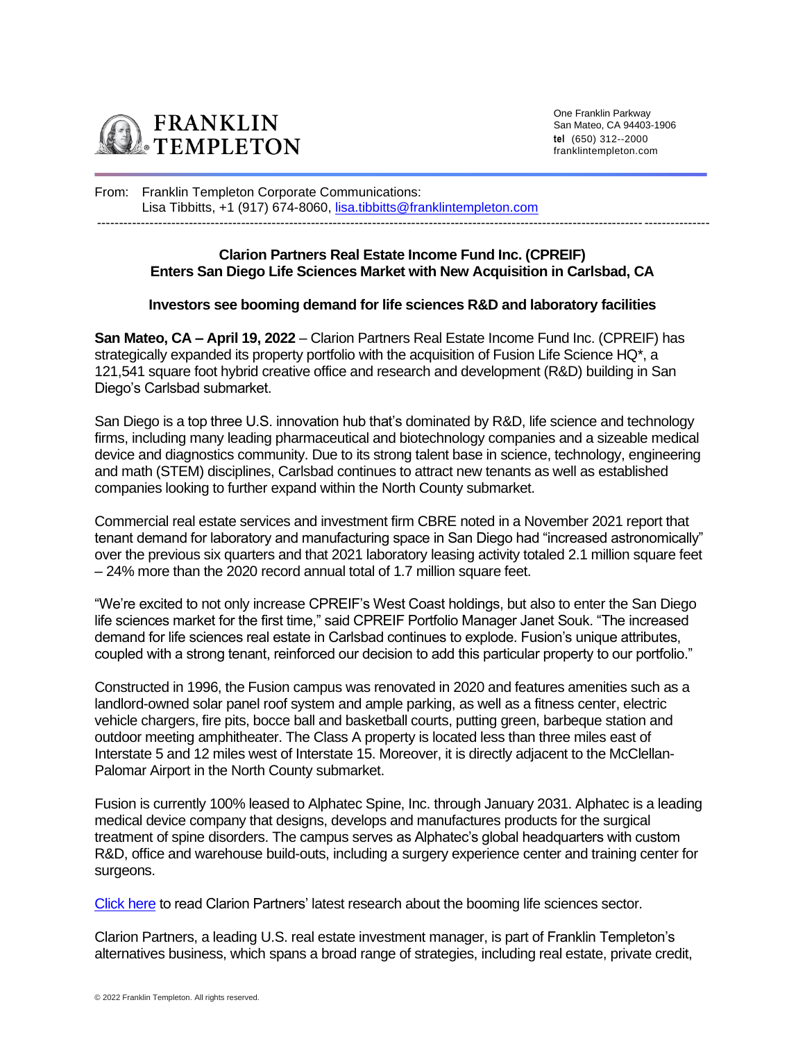FRANKLIN TEMPLETON

One Franklin Parkway
San Mateo, CA 94403-1906
**tel** (650) 312--2000
franklintempleton.com

From: Franklin Templeton Corporate Communications:
Lisa Tibbitts, +1 (917) 674-8060, lisa.tibbitts@franklintempleton.com

---

**Clarion Partners Real Estate Income Fund Inc. (CPREIF)**
**Enters San Diego Life Sciences Market with New Acquisition in Carlsbad, CA**

**Investors see booming demand for life sciences R&D and laboratory facilities**

**San Mateo, CA – April 19, 2022** – Clarion Partners Real Estate Income Fund Inc. (CPREIF) has strategically expanded its property portfolio with the acquisition of Fusion Life Science HQ*, a 121,541 square foot hybrid creative office and research and development (R&D) building in San Diego's Carlsbad submarket.

San Diego is a top three U.S. innovation hub that's dominated by R&D, life science and technology firms, including many leading pharmaceutical and biotechnology companies and a sizeable medical device and diagnostics community. Due to its strong talent base in science, technology, engineering and math (STEM) disciplines, Carlsbad continues to attract new tenants as well as established companies looking to further expand within the North County submarket.

Commercial real estate services and investment firm CBRE noted in a November 2021 report that tenant demand for laboratory and manufacturing space in San Diego had "increased astronomically" over the previous six quarters and that 2021 laboratory leasing activity totaled 2.1 million square feet – 24% more than the 2020 record annual total of 1.7 million square feet.

"We're excited to not only increase CPREIF's West Coast holdings, but also to enter the San Diego life sciences market for the first time," said CPREIF Portfolio Manager Janet Souk. "The increased demand for life sciences real estate in Carlsbad continues to explode. Fusion's unique attributes, coupled with a strong tenant, reinforced our decision to add this particular property to our portfolio."

Constructed in 1996, the Fusion campus was renovated in 2020 and features amenities such as a landlord-owned solar panel roof system and ample parking, as well as a fitness center, electric vehicle chargers, fire pits, bocce ball and basketball courts, putting green, barbeque station and outdoor meeting amphitheater. The Class A property is located less than three miles east of Interstate 5 and 12 miles west of Interstate 15. Moreover, it is directly adjacent to the McClellan-Palomar Airport in the North County submarket.

Fusion is currently 100% leased to Alphatec Spine, Inc. through January 2031. Alphatec is a leading medical device company that designs, develops and manufactures products for the surgical treatment of spine disorders. The campus serves as Alphatec's global headquarters with custom R&D, office and warehouse build-outs, including a surgery experience center and training center for surgeons.

Click here to read Clarion Partners' latest research about the booming life sciences sector.

Clarion Partners, a leading U.S. real estate investment manager, is part of Franklin Templeton's alternatives business, which spans a broad range of strategies, including real estate, private credit,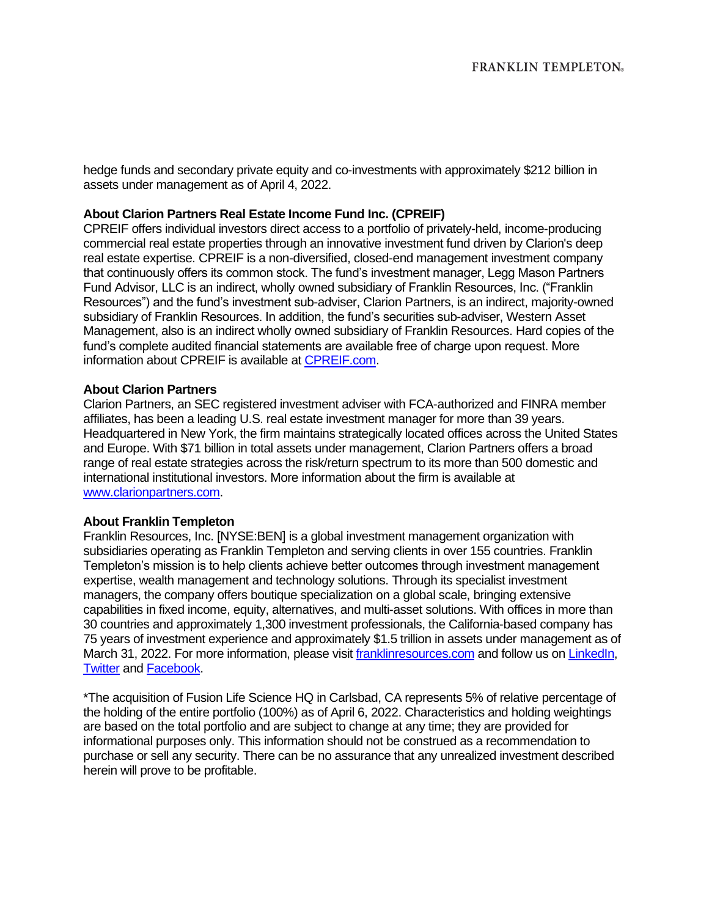hedge funds and secondary private equity and co-investments with approximately $212 billion in assets under management as of April 4, 2022.

**About Clarion Partners Real Estate Income Fund Inc. (CPREIF)**

CPREIF offers individual investors direct access to a portfolio of privately-held, income-producing commercial real estate properties through an innovative investment fund driven by Clarion's deep real estate expertise. CPREIF is a non-diversified, closed-end management investment company that continuously offers its common stock. The fund's investment manager, Legg Mason Partners Fund Advisor, LLC is an indirect, wholly owned subsidiary of Franklin Resources, Inc. ("Franklin Resources") and the fund's investment sub-adviser, Clarion Partners, is an indirect, majority-owned subsidiary of Franklin Resources. In addition, the fund's securities sub-adviser, Western Asset Management, also is an indirect wholly owned subsidiary of Franklin Resources. Hard copies of the fund's complete audited financial statements are available free of charge upon request. More information about CPREIF is available at [CPREIF.com](CPREIF.com).

**About Clarion Partners**

Clarion Partners, an SEC registered investment adviser with FCA-authorized and FINRA member affiliates, has been a leading U.S. real estate investment manager for more than 39 years. Headquartered in New York, the firm maintains strategically located offices across the United States and Europe. With $71 billion in total assets under management, Clarion Partners offers a broad range of real estate strategies across the risk/return spectrum to its more than 500 domestic and international institutional investors. More information about the firm is available at [www.clarionpartners.com](www.clarionpartners.com).

**About Franklin Templeton**

Franklin Resources, Inc. [NYSE:BEN] is a global investment management organization with subsidiaries operating as Franklin Templeton and serving clients in over 155 countries. Franklin Templeton's mission is to help clients achieve better outcomes through investment management expertise, wealth management and technology solutions. Through its specialist investment managers, the company offers boutique specialization on a global scale, bringing extensive capabilities in fixed income, equity, alternatives, and multi-asset solutions. With offices in more than 30 countries and approximately 1,300 investment professionals, the California-based company has 75 years of investment experience and approximately $1.5 trillion in assets under management as of March 31, 2022. For more information, please visit [franklinresources.com](franklinresources.com) and follow us on LinkedIn, Twitter and Facebook.

*The acquisition of Fusion Life Science HQ in Carlsbad, CA represents 5% of relative percentage of the holding of the entire portfolio (100%) as of April 6, 2022. Characteristics and holding weightings are based on the total portfolio and are subject to change at any time; they are provided for informational purposes only. This information should not be construed as a recommendation to purchase or sell any security. There can be no assurance that any unrealized investment described herein will prove to be profitable.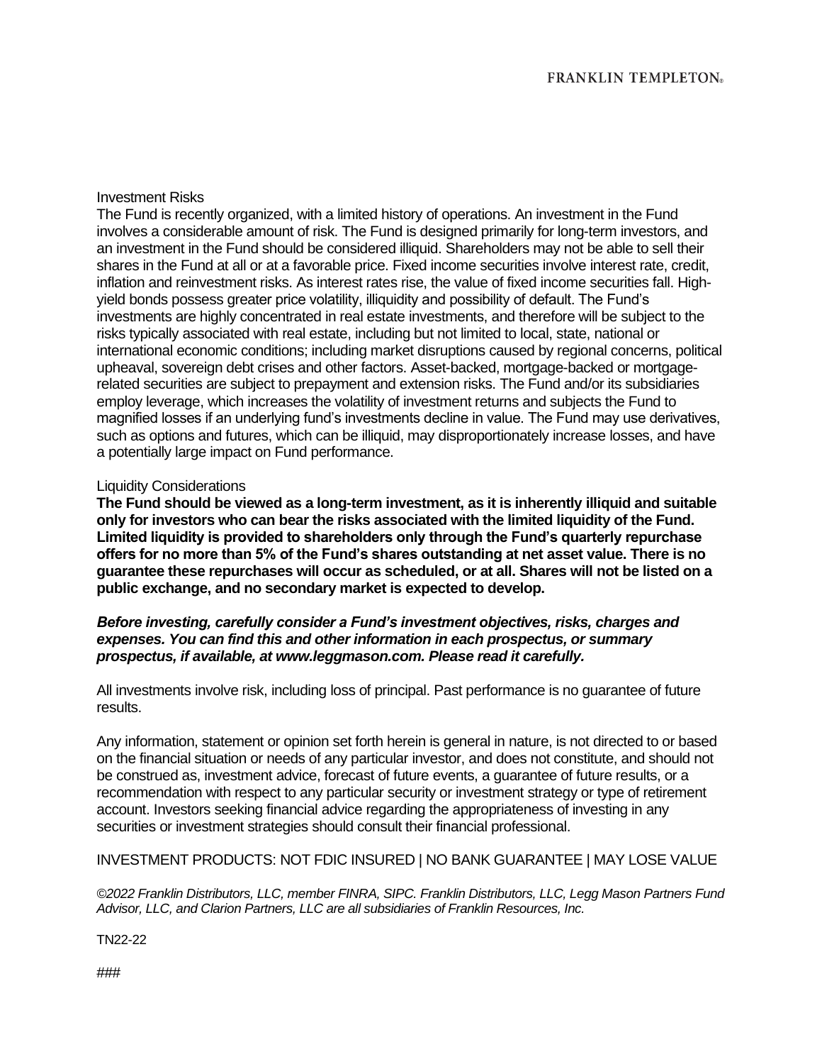## Investment Risks

The Fund is recently organized, with a limited history of operations. An investment in the Fund involves a considerable amount of risk. The Fund is designed primarily for long-term investors, and an investment in the Fund should be considered illiquid. Shareholders may not be able to sell their shares in the Fund at all or at a favorable price. Fixed income securities involve interest rate, credit, inflation and reinvestment risks. As interest rates rise, the value of fixed income securities fall. High-yield bonds possess greater price volatility, illiquidity and possibility of default. The Fund's investments are highly concentrated in real estate investments, and therefore will be subject to the risks typically associated with real estate, including but not limited to local, state, national or international economic conditions; including market disruptions caused by regional concerns, political upheaval, sovereign debt crises and other factors. Asset-backed, mortgage-backed or mortgage-related securities are subject to prepayment and extension risks. The Fund and/or its subsidiaries employ leverage, which increases the volatility of investment returns and subjects the Fund to magnified losses if an underlying fund's investments decline in value. The Fund may use derivatives, such as options and futures, which can be illiquid, may disproportionately increase losses, and have a potentially large impact on Fund performance.

## Liquidity Considerations

**The Fund should be viewed as a long-term investment, as it is inherently illiquid and suitable only for investors who can bear the risks associated with the limited liquidity of the Fund. Limited liquidity is provided to shareholders only through the Fund's quarterly repurchase offers for no more than 5% of the Fund's shares outstanding at net asset value. There is no guarantee these repurchases will occur as scheduled, or at all. Shares will not be listed on a public exchange, and no secondary market is expected to develop.**

***Before investing, carefully consider a Fund's investment objectives, risks, charges and expenses. You can find this and other information in each prospectus, or summary prospectus, if available, at www.leggmason.com. Please read it carefully.***

All investments involve risk, including loss of principal. Past performance is no guarantee of future results.

Any information, statement or opinion set forth herein is general in nature, is not directed to or based on the financial situation or needs of any particular investor, and does not constitute, and should not be construed as, investment advice, forecast of future events, a guarantee of future results, or a recommendation with respect to any particular security or investment strategy or type of retirement account. Investors seeking financial advice regarding the appropriateness of investing in any securities or investment strategies should consult their financial professional.

INVESTMENT PRODUCTS: NOT FDIC INSURED | NO BANK GUARANTEE | MAY LOSE VALUE

*©2022 Franklin Distributors, LLC, member FINRA, SIPC. Franklin Distributors, LLC, Legg Mason Partners Fund Advisor, LLC, and Clarion Partners, LLC are all subsidiaries of Franklin Resources, Inc.*

TN22-22

###